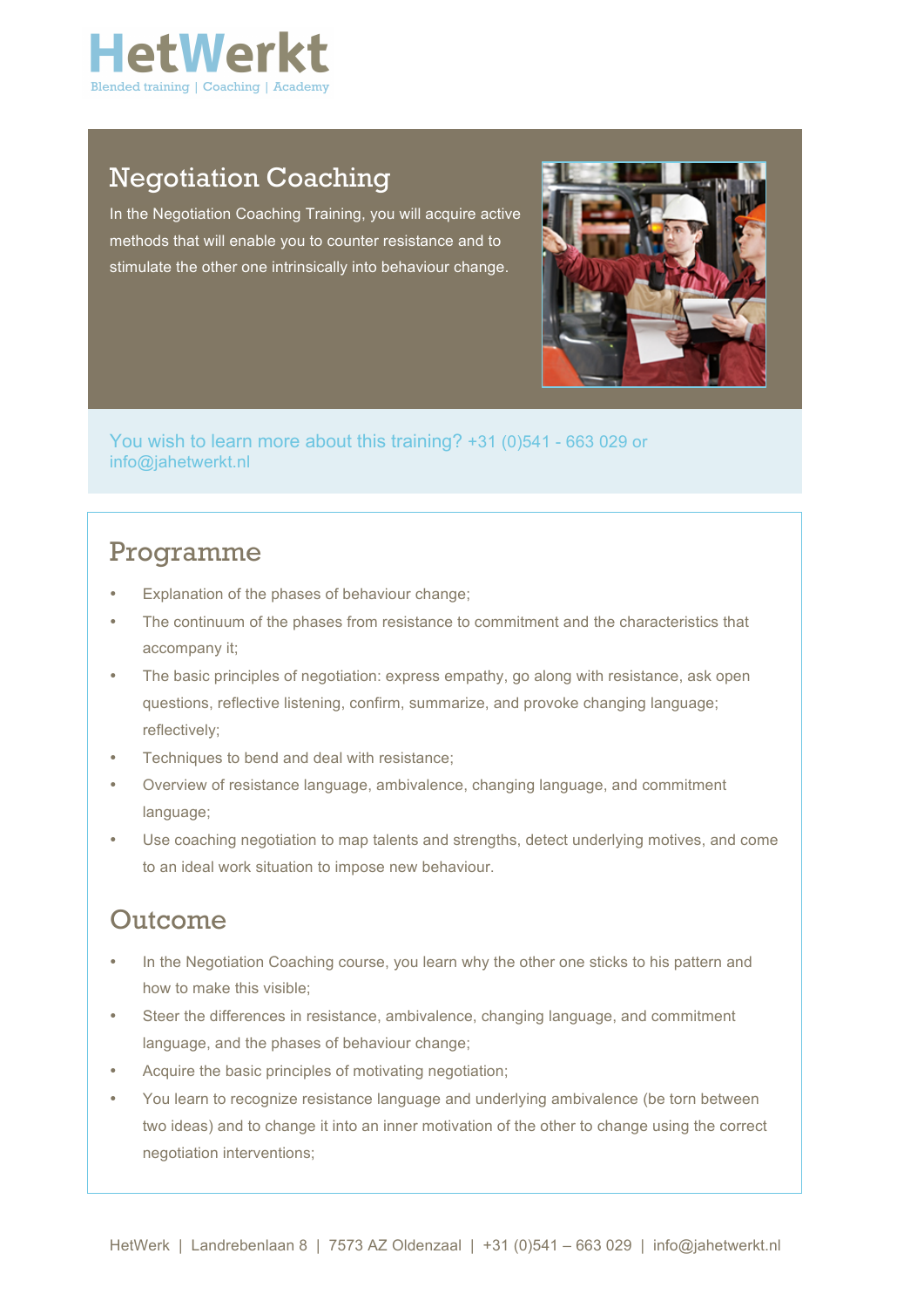HetWerkt

Blended training | Coaching | Academy

# Negotiation Coaching

In the Negotiation Coaching Training, you will acquire active methods that will enable you to counter resistance and to stimulate the other one intrinsically into behaviour change.

You wish to learn more about this training? +31 (0)541 - 663 029 or info@jahetwerkt.nl

## Programme

- Explanation of the phases of behaviour change;
- The continuum of the phases from resistance to commitment and the characteristics that accompany it;
- The basic principles of negotiation: express empathy, go along with resistance, ask open questions, reflective listening, confirm, summarize, and provoke changing language; reflectively;
- Techniques to bend and deal with resistance;
- Overview of resistance language, ambivalence, changing language, and commitment language;
- Use coaching negotiation to map talents and strengths, detect underlying motives, and come to an ideal work situation to impose new behaviour.

## Outcome

- In the Negotiation Coaching course, you learn why the other one sticks to his pattern and how to make this visible;
- Steer the differences in resistance, ambivalence, changing language, and commitment language, and the phases of behaviour change;
- Acquire the basic principles of motivating negotiation;
- You learn to recognize resistance language and underlying ambivalence (be torn between two ideas) and to change it into an inner motivation of the other to change using the correct negotiation interventions;

HetWerk | Landrebenlaan 8 | 7573 AZ Oldenzaal | +31 (0)541 – 663 029 | info@jahetwerkt.nl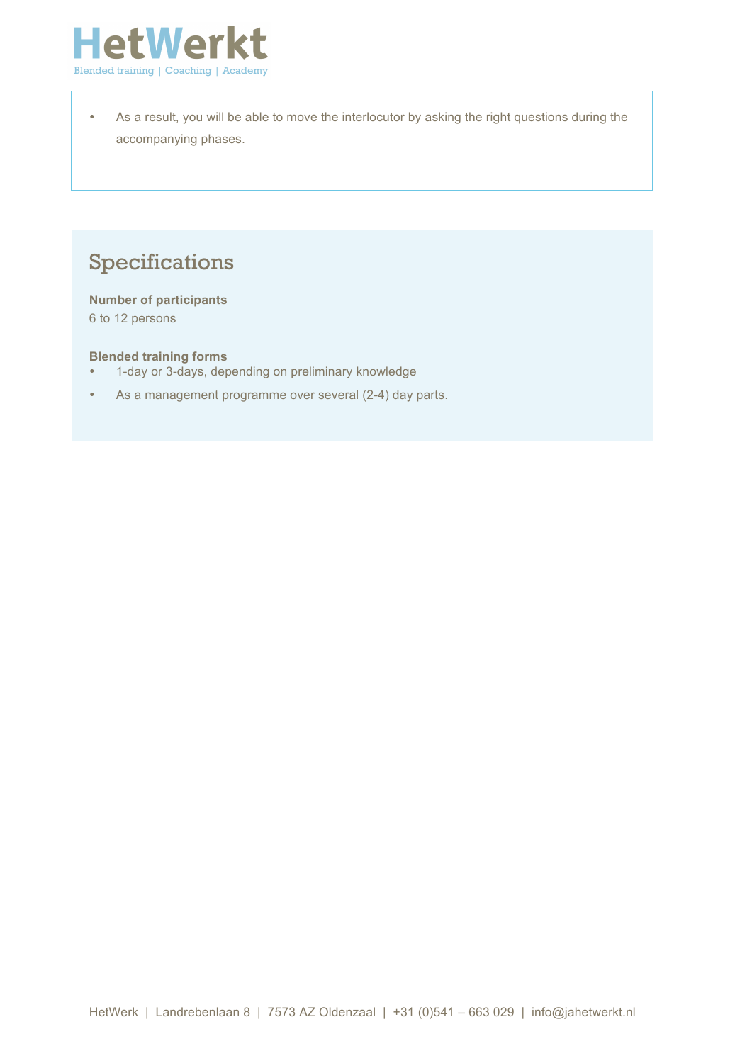- As a result, you will be able to move the interlocutor by asking the right questions during the accompanying phases.

## Specifications

**Number of participants**
6 to 12 persons

**Blended training forms**

- 1-day or 3-days, depending on preliminary knowledge
- As a management programme over several (2-4) day parts.